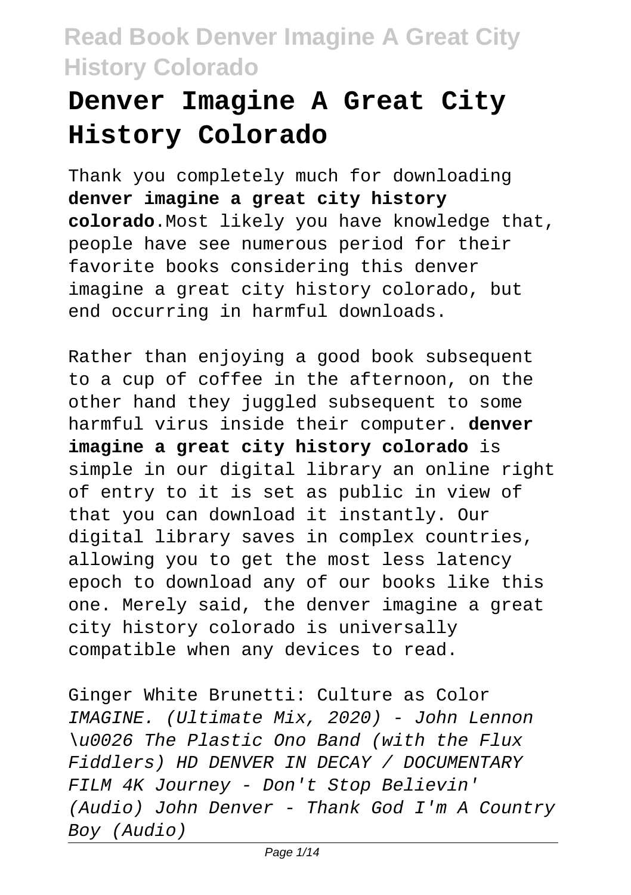# Denver Imagine A Great City History Colorado

Thank you completely much for downloading **denver imagine a great city history colorado**.Most likely you have knowledge that, people have see numerous period for their favorite books considering this denver imagine a great city history colorado, but end occurring in harmful downloads.

Rather than enjoying a good book subsequent to a cup of coffee in the afternoon, on the other hand they juggled subsequent to some harmful virus inside their computer. **denver imagine a great city history colorado** is simple in our digital library an online right of entry to it is set as public in view of that you can download it instantly. Our digital library saves in complex countries, allowing you to get the most less latency epoch to download any of our books like this one. Merely said, the denver imagine a great city history colorado is universally compatible when any devices to read.

Ginger White Brunetti: Culture as Color *IMAGINE. (Ultimate Mix, 2020) - John Lennon \u0026 The Plastic Ono Band (with the Flux Fiddlers) HD DENVER IN DECAY / DOCUMENTARY FILM 4K Journey - Don't Stop Believin' (Audio) John Denver - Thank God I'm A Country Boy (Audio)*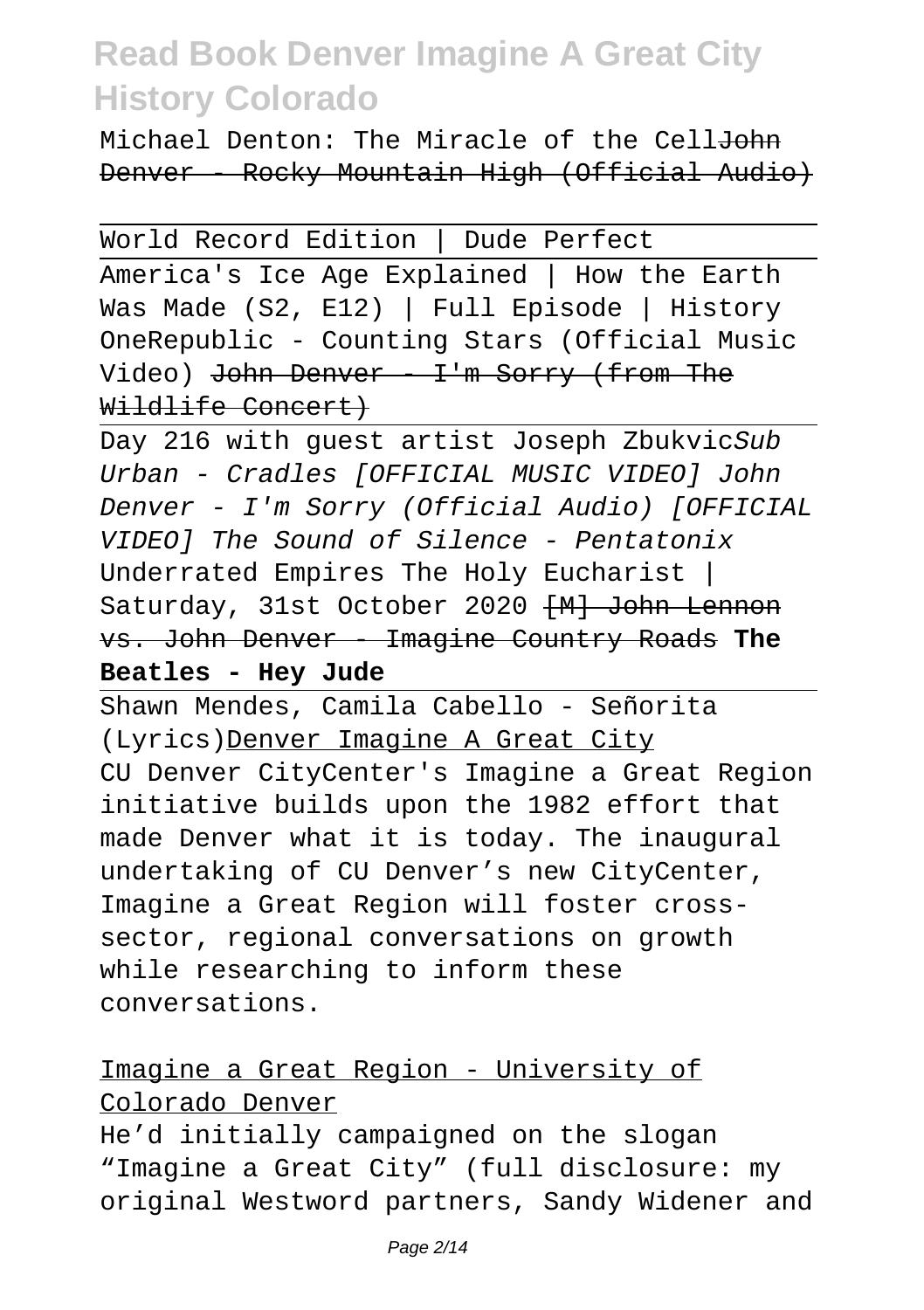Michael Denton: The Miracle of the Cell~~John Denver - Rocky Mountain High (Official Audio)~~

World Record Edition | Dude Perfect

America's Ice Age Explained | How the Earth Was Made (S2, E12) | Full Episode | History OneRepublic - Counting Stars (Official Music Video) ~~John Denver - I'm Sorry (from The Wildlife Concert)~~

Day 216 with guest artist Joseph Zbukvic*Sub Urban - Cradles [OFFICIAL MUSIC VIDEO] John Denver - I'm Sorry (Official Audio) [OFFICIAL VIDEO] The Sound of Silence - Pentatonix* Underrated Empires The Holy Eucharist | Saturday, 31st October 2020 ~~[M] John Lennon vs. John Denver - Imagine Country Roads~~ **The Beatles - Hey Jude**

Shawn Mendes, Camila Cabello - Señorita (Lyrics)Denver Imagine A Great City

CU Denver CityCenter's Imagine a Great Region initiative builds upon the 1982 effort that made Denver what it is today. The inaugural undertaking of CU Denver's new CityCenter, Imagine a Great Region will foster cross-sector, regional conversations on growth while researching to inform these conversations.

Imagine a Great Region - University of Colorado Denver

He'd initially campaigned on the slogan "Imagine a Great City" (full disclosure: my original Westword partners, Sandy Widener and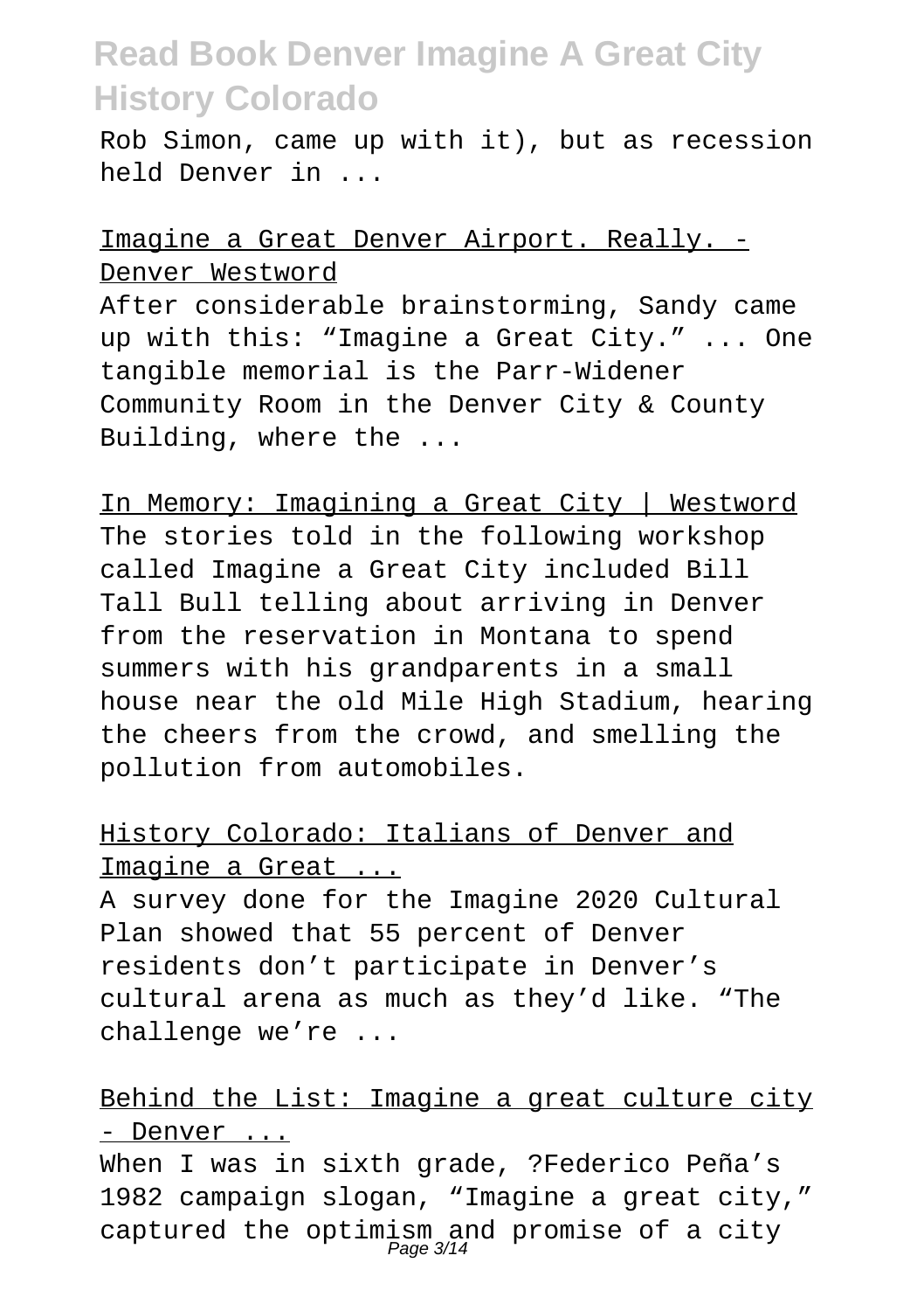Rob Simon, came up with it), but as recession held Denver in ...

Imagine a Great Denver Airport. Really. - Denver Westword

After considerable brainstorming, Sandy came up with this: "Imagine a Great City." ... One tangible memorial is the Parr-Widener Community Room in the Denver City & County Building, where the ...

In Memory: Imagining a Great City | Westword

The stories told in the following workshop called Imagine a Great City included Bill Tall Bull telling about arriving in Denver from the reservation in Montana to spend summers with his grandparents in a small house near the old Mile High Stadium, hearing the cheers from the crowd, and smelling the pollution from automobiles.

History Colorado: Italians of Denver and Imagine a Great ...

A survey done for the Imagine 2020 Cultural Plan showed that 55 percent of Denver residents don't participate in Denver's cultural arena as much as they'd like. "The challenge we're ...

Behind the List: Imagine a great culture city - Denver ...

When I was in sixth grade, ?Federico Peña's 1982 campaign slogan, "Imagine a great city," captured the optimism and promise of a city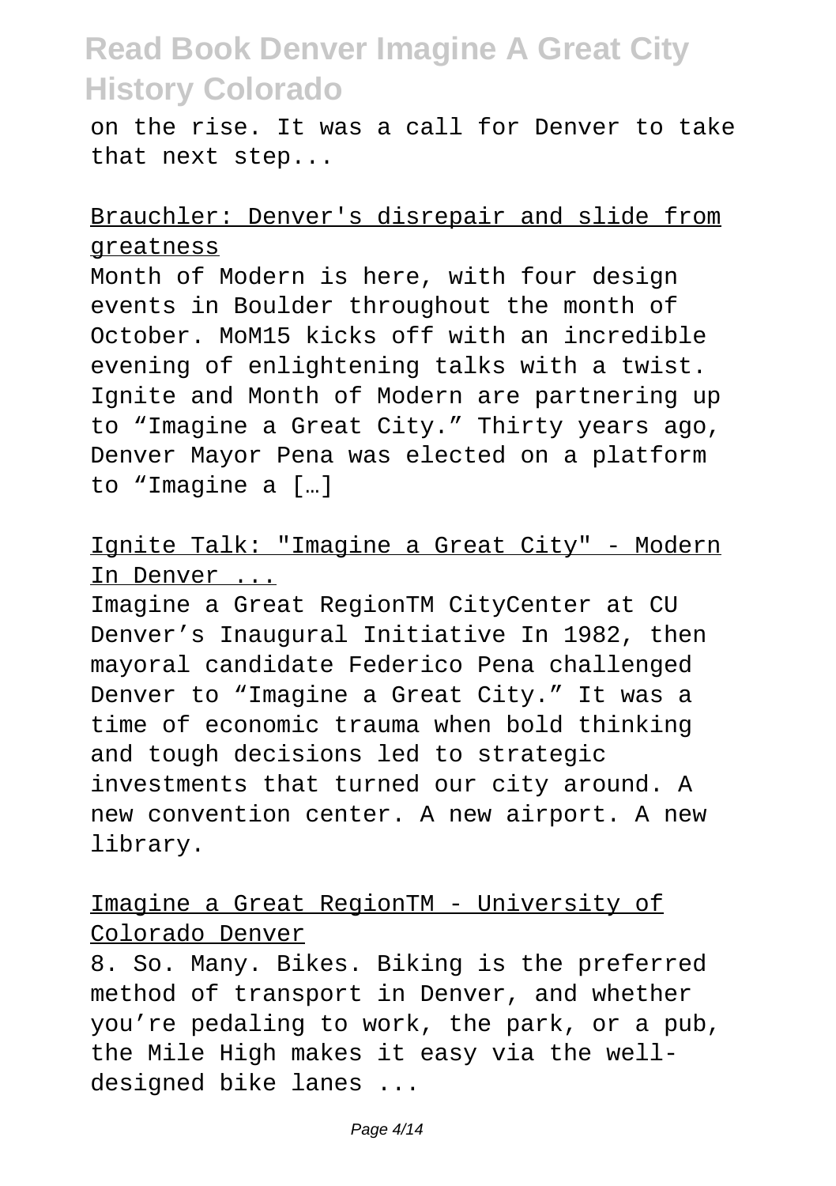on the rise. It was a call for Denver to take that next step...

Brauchler: Denver's disrepair and slide from greatness

Month of Modern is here, with four design events in Boulder throughout the month of October. MoM15 kicks off with an incredible evening of enlightening talks with a twist. Ignite and Month of Modern are partnering up to "Imagine a Great City." Thirty years ago, Denver Mayor Pena was elected on a platform to "Imagine a […]

Ignite Talk: "Imagine a Great City" - Modern In Denver ...

Imagine a Great RegionTM CityCenter at CU Denver's Inaugural Initiative In 1982, then mayoral candidate Federico Pena challenged Denver to "Imagine a Great City." It was a time of economic trauma when bold thinking and tough decisions led to strategic investments that turned our city around. A new convention center. A new airport. A new library.

Imagine a Great RegionTM - University of Colorado Denver

8. So. Many. Bikes. Biking is the preferred method of transport in Denver, and whether you're pedaling to work, the park, or a pub, the Mile High makes it easy via the well-designed bike lanes ...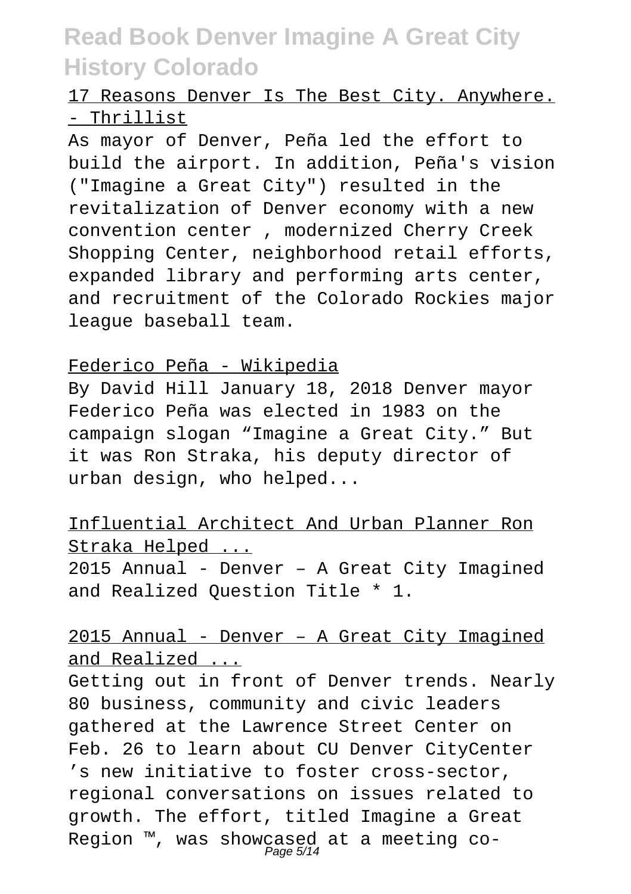17 Reasons Denver Is The Best City. Anywhere. - Thrillist

As mayor of Denver, Peña led the effort to build the airport. In addition, Peña's vision ("Imagine a Great City") resulted in the revitalization of Denver economy with a new convention center , modernized Cherry Creek Shopping Center, neighborhood retail efforts, expanded library and performing arts center, and recruitment of the Colorado Rockies major league baseball team.

Federico Peña - Wikipedia

By David Hill January 18, 2018 Denver mayor Federico Peña was elected in 1983 on the campaign slogan "Imagine a Great City." But it was Ron Straka, his deputy director of urban design, who helped...

Influential Architect And Urban Planner Ron Straka Helped ...

2015 Annual - Denver – A Great City Imagined and Realized Question Title * 1.

2015 Annual - Denver – A Great City Imagined and Realized ...

Getting out in front of Denver trends. Nearly 80 business, community and civic leaders gathered at the Lawrence Street Center on Feb. 26 to learn about CU Denver CityCenter 's new initiative to foster cross-sector, regional conversations on issues related to growth. The effort, titled Imagine a Great Region ™, was showcased at a meeting co-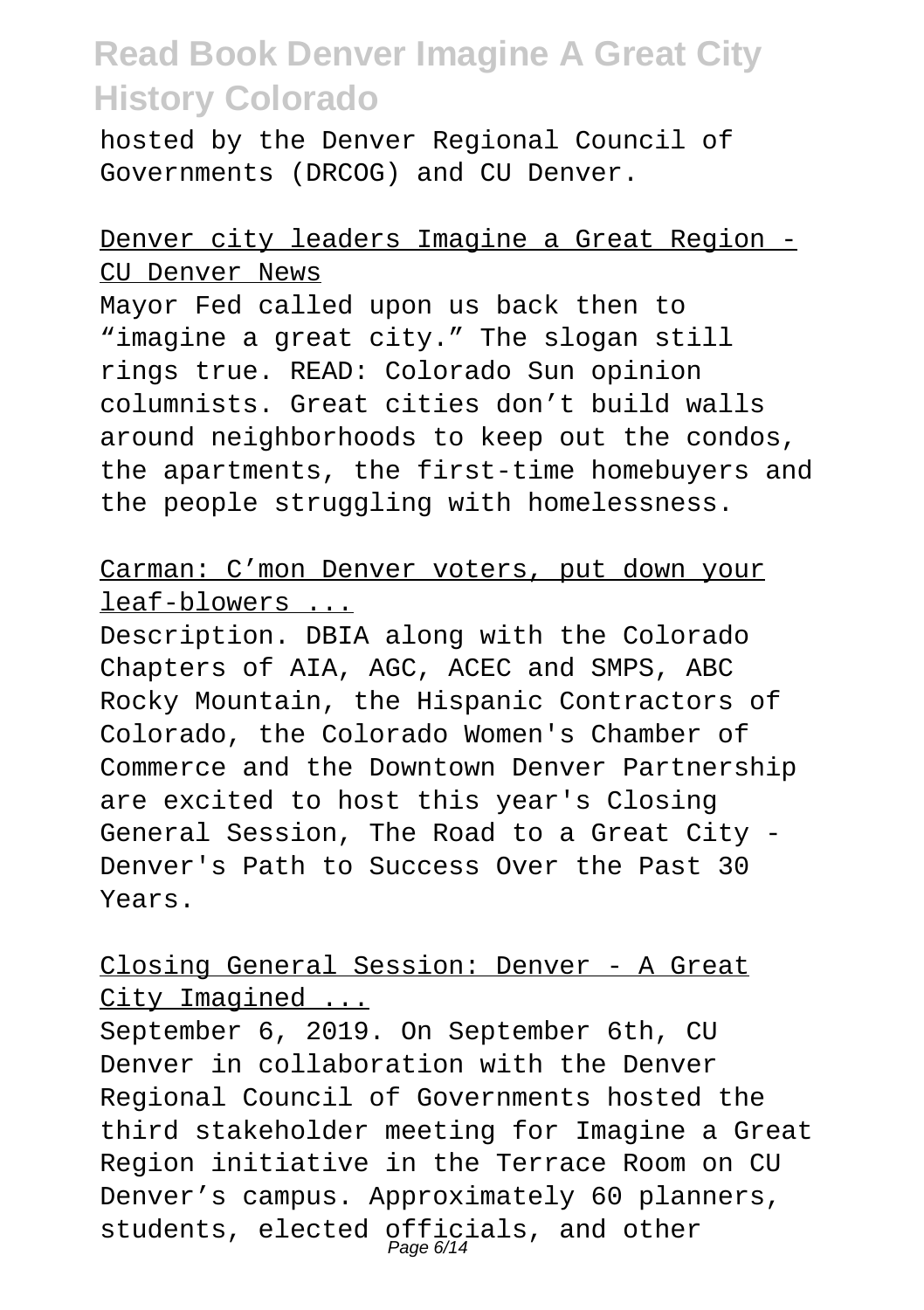hosted by the Denver Regional Council of Governments (DRCOG) and CU Denver.

## Denver city leaders Imagine a Great Region - CU Denver News

Mayor Fed called upon us back then to "imagine a great city." The slogan still rings true. READ: Colorado Sun opinion columnists. Great cities don't build walls around neighborhoods to keep out the condos, the apartments, the first-time homebuyers and the people struggling with homelessness.

## Carman: C'mon Denver voters, put down your leaf-blowers ...

Description. DBIA along with the Colorado Chapters of AIA, AGC, ACEC and SMPS, ABC Rocky Mountain, the Hispanic Contractors of Colorado, the Colorado Women's Chamber of Commerce and the Downtown Denver Partnership are excited to host this year's Closing General Session, The Road to a Great City - Denver's Path to Success Over the Past 30 Years.

## Closing General Session: Denver - A Great City Imagined ...

September 6, 2019. On September 6th, CU Denver in collaboration with the Denver Regional Council of Governments hosted the third stakeholder meeting for Imagine a Great Region initiative in the Terrace Room on CU Denver's campus. Approximately 60 planners, students, elected officials, and other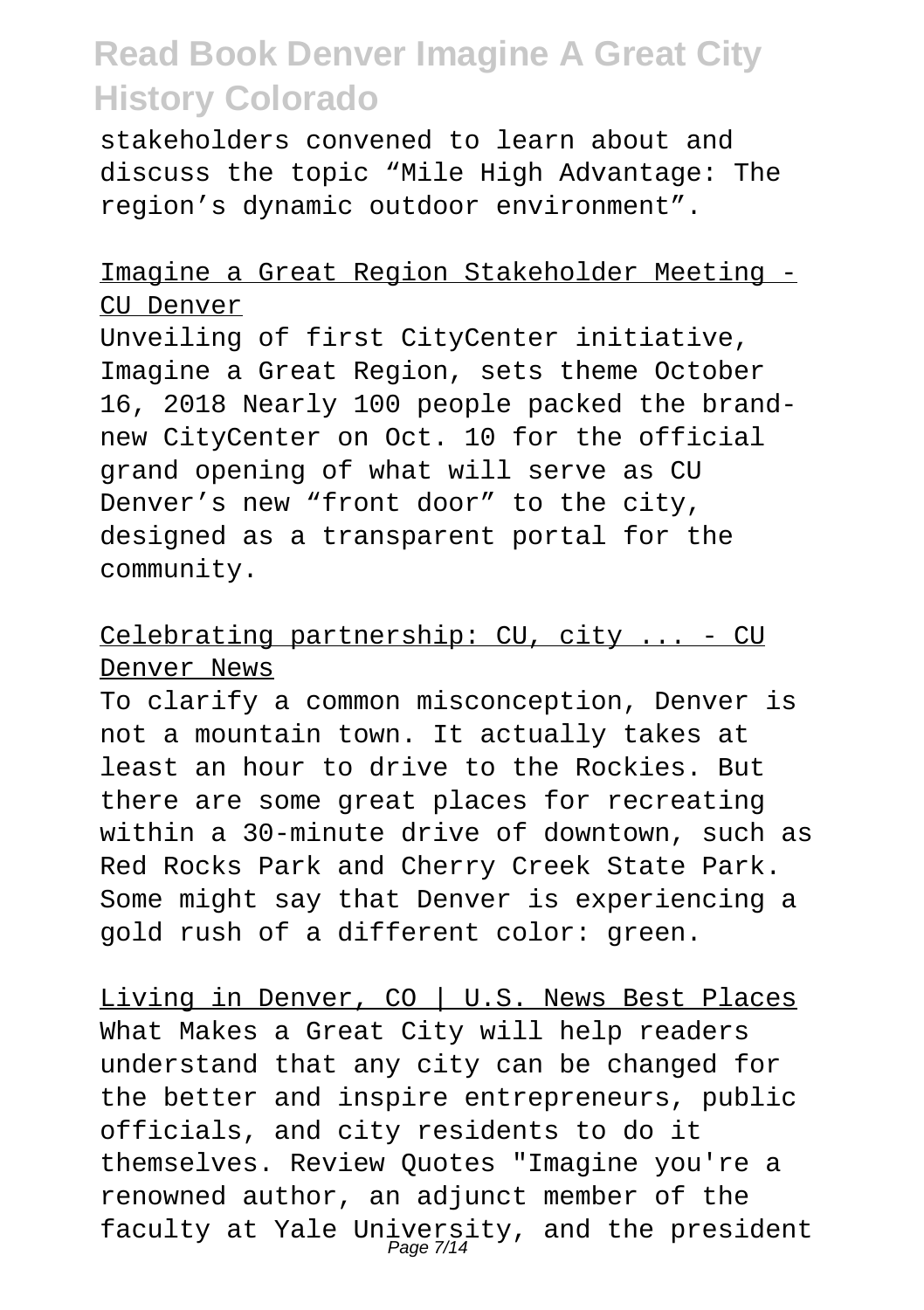stakeholders convened to learn about and discuss the topic "Mile High Advantage: The region's dynamic outdoor environment".

Imagine a Great Region Stakeholder Meeting - CU Denver

Unveiling of first CityCenter initiative, Imagine a Great Region, sets theme October 16, 2018 Nearly 100 people packed the brand-new CityCenter on Oct. 10 for the official grand opening of what will serve as CU Denver's new "front door" to the city, designed as a transparent portal for the community.

Celebrating partnership: CU, city ... - CU Denver News

To clarify a common misconception, Denver is not a mountain town. It actually takes at least an hour to drive to the Rockies. But there are some great places for recreating within a 30-minute drive of downtown, such as Red Rocks Park and Cherry Creek State Park. Some might say that Denver is experiencing a gold rush of a different color: green.

Living in Denver, CO | U.S. News Best Places

What Makes a Great City will help readers understand that any city can be changed for the better and inspire entrepreneurs, public officials, and city residents to do it themselves. Review Quotes "Imagine you're a renowned author, an adjunct member of the faculty at Yale University, and the president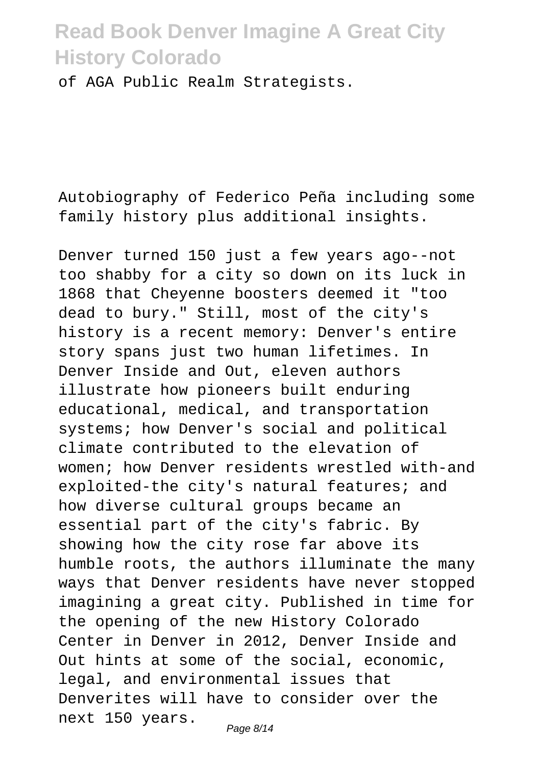of AGA Public Realm Strategists.

Autobiography of Federico Peña including some family history plus additional insights.

Denver turned 150 just a few years ago--not too shabby for a city so down on its luck in 1868 that Cheyenne boosters deemed it "too dead to bury." Still, most of the city's history is a recent memory: Denver's entire story spans just two human lifetimes. In Denver Inside and Out, eleven authors illustrate how pioneers built enduring educational, medical, and transportation systems; how Denver's social and political climate contributed to the elevation of women; how Denver residents wrestled with-and exploited-the city's natural features; and how diverse cultural groups became an essential part of the city's fabric. By showing how the city rose far above its humble roots, the authors illuminate the many ways that Denver residents have never stopped imagining a great city. Published in time for the opening of the new History Colorado Center in Denver in 2012, Denver Inside and Out hints at some of the social, economic, legal, and environmental issues that Denverites will have to consider over the next 150 years.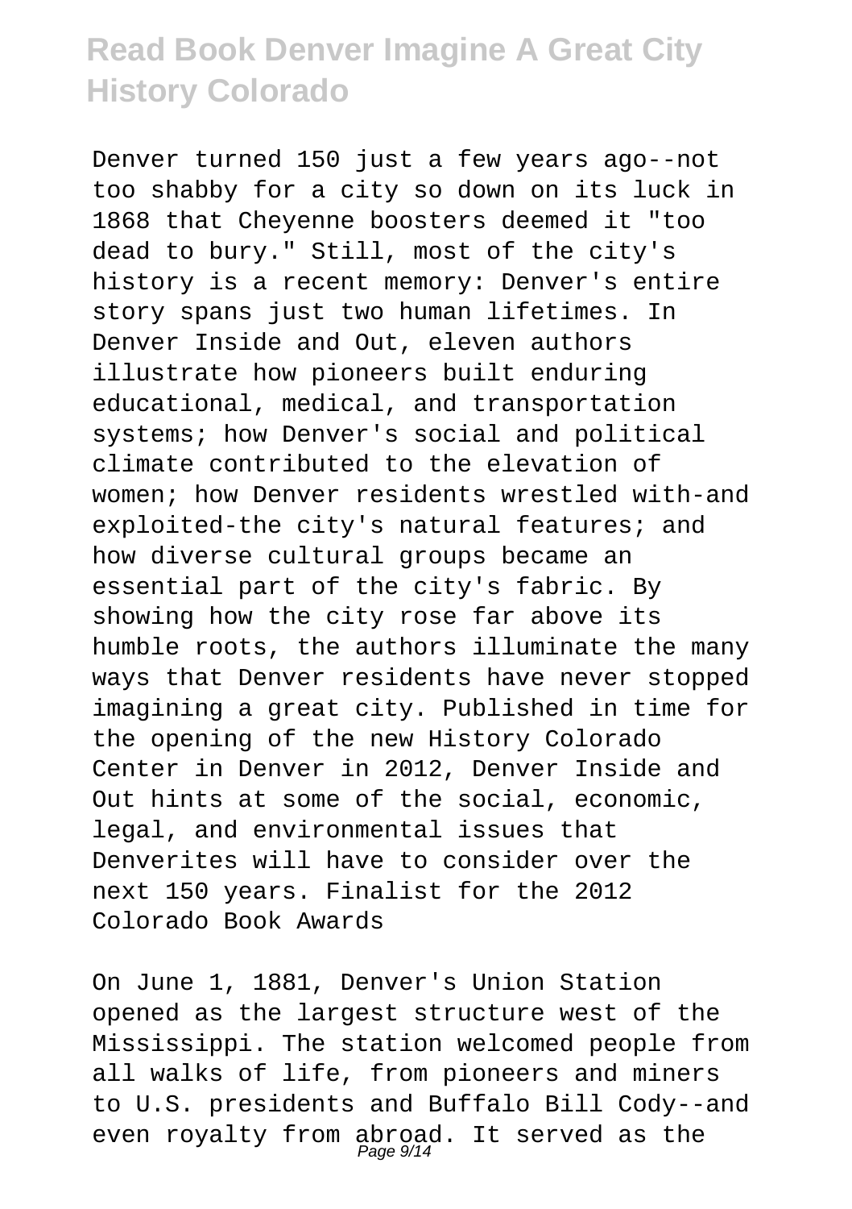Denver turned 150 just a few years ago--not too shabby for a city so down on its luck in 1868 that Cheyenne boosters deemed it "too dead to bury." Still, most of the city's history is a recent memory: Denver's entire story spans just two human lifetimes. In Denver Inside and Out, eleven authors illustrate how pioneers built enduring educational, medical, and transportation systems; how Denver's social and political climate contributed to the elevation of women; how Denver residents wrestled with-and exploited-the city's natural features; and how diverse cultural groups became an essential part of the city's fabric. By showing how the city rose far above its humble roots, the authors illuminate the many ways that Denver residents have never stopped imagining a great city. Published in time for the opening of the new History Colorado Center in Denver in 2012, Denver Inside and Out hints at some of the social, economic, legal, and environmental issues that Denverites will have to consider over the next 150 years. Finalist for the 2012 Colorado Book Awards

On June 1, 1881, Denver's Union Station opened as the largest structure west of the Mississippi. The station welcomed people from all walks of life, from pioneers and miners to U.S. presidents and Buffalo Bill Cody--and even royalty from abroad. It served as the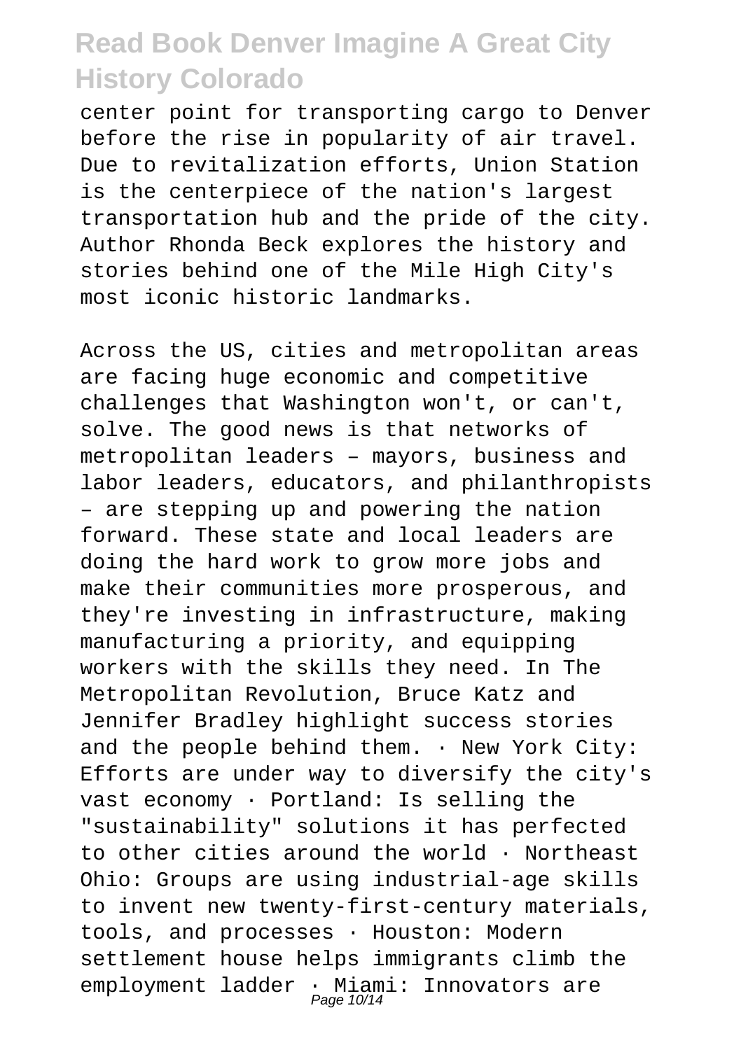center point for transporting cargo to Denver before the rise in popularity of air travel. Due to revitalization efforts, Union Station is the centerpiece of the nation's largest transportation hub and the pride of the city. Author Rhonda Beck explores the history and stories behind one of the Mile High City's most iconic historic landmarks.

Across the US, cities and metropolitan areas are facing huge economic and competitive challenges that Washington won't, or can't, solve. The good news is that networks of metropolitan leaders – mayors, business and labor leaders, educators, and philanthropists – are stepping up and powering the nation forward. These state and local leaders are doing the hard work to grow more jobs and make their communities more prosperous, and they're investing in infrastructure, making manufacturing a priority, and equipping workers with the skills they need. In The Metropolitan Revolution, Bruce Katz and Jennifer Bradley highlight success stories and the people behind them. · New York City: Efforts are under way to diversify the city's vast economy · Portland: Is selling the "sustainability" solutions it has perfected to other cities around the world · Northeast Ohio: Groups are using industrial-age skills to invent new twenty-first-century materials, tools, and processes · Houston: Modern settlement house helps immigrants climb the employment ladder · Miami: Innovators are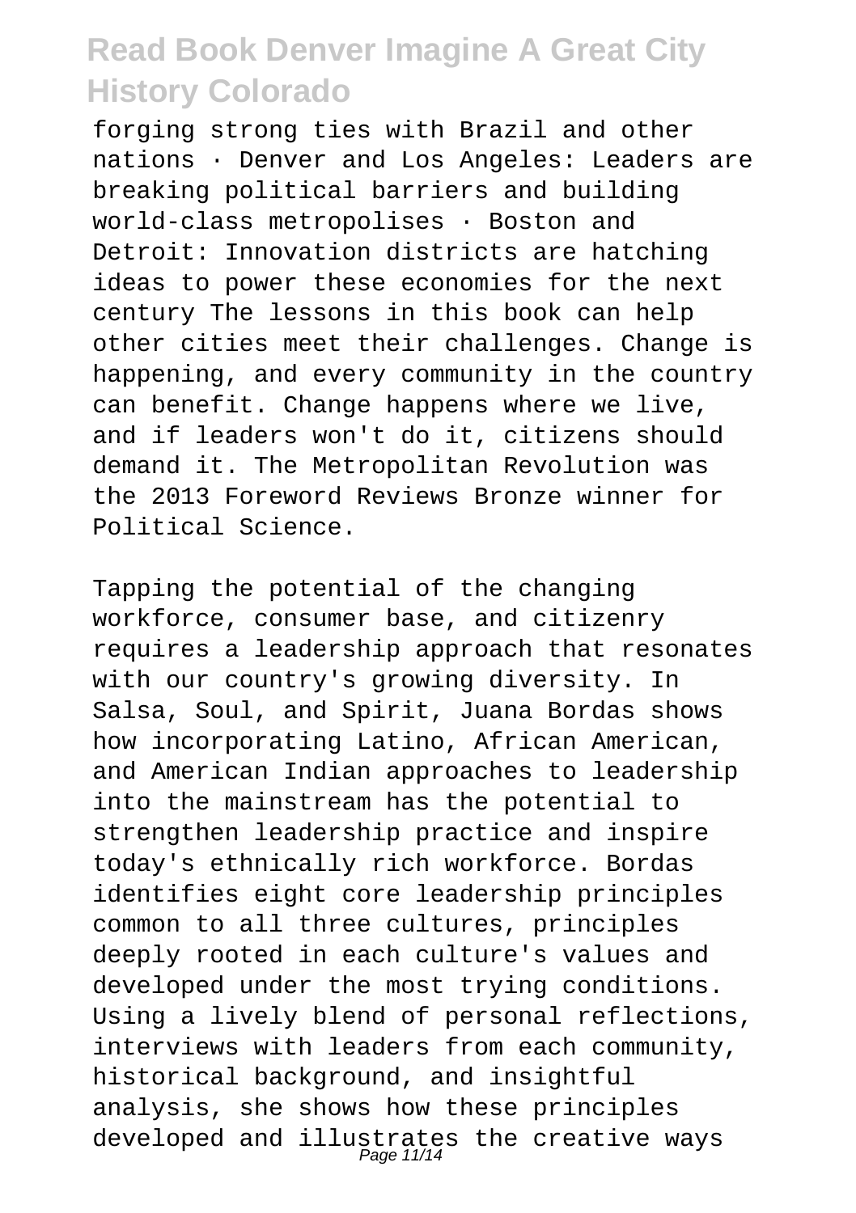forging strong ties with Brazil and other nations · Denver and Los Angeles: Leaders are breaking political barriers and building world-class metropolises · Boston and Detroit: Innovation districts are hatching ideas to power these economies for the next century The lessons in this book can help other cities meet their challenges. Change is happening, and every community in the country can benefit. Change happens where we live, and if leaders won't do it, citizens should demand it. The Metropolitan Revolution was the 2013 Foreword Reviews Bronze winner for Political Science.

Tapping the potential of the changing workforce, consumer base, and citizenry requires a leadership approach that resonates with our country's growing diversity. In Salsa, Soul, and Spirit, Juana Bordas shows how incorporating Latino, African American, and American Indian approaches to leadership into the mainstream has the potential to strengthen leadership practice and inspire today's ethnically rich workforce. Bordas identifies eight core leadership principles common to all three cultures, principles deeply rooted in each culture's values and developed under the most trying conditions. Using a lively blend of personal reflections, interviews with leaders from each community, historical background, and insightful analysis, she shows how these principles developed and illustrates the creative ways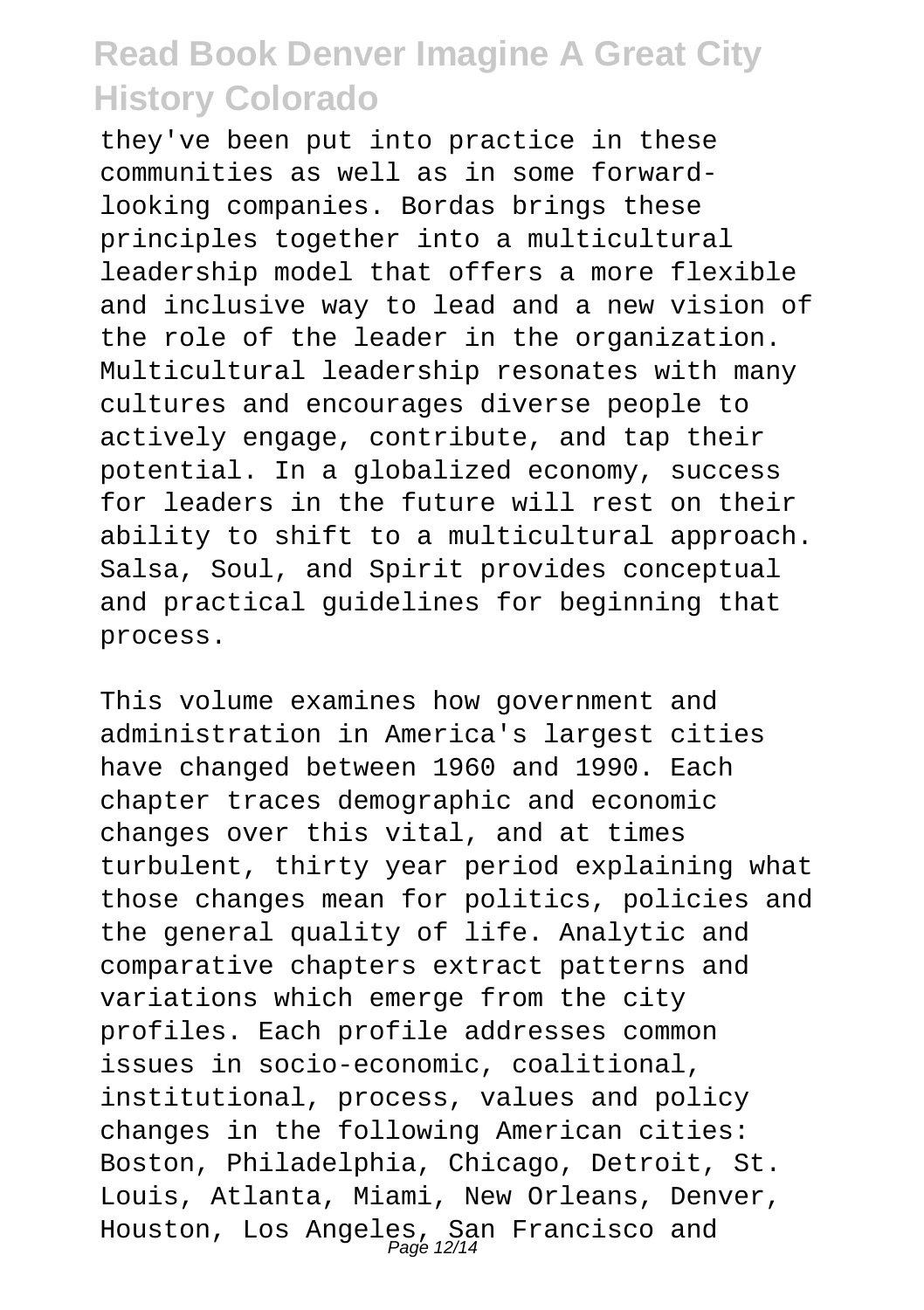they've been put into practice in these communities as well as in some forward-looking companies. Bordas brings these principles together into a multicultural leadership model that offers a more flexible and inclusive way to lead and a new vision of the role of the leader in the organization. Multicultural leadership resonates with many cultures and encourages diverse people to actively engage, contribute, and tap their potential. In a globalized economy, success for leaders in the future will rest on their ability to shift to a multicultural approach. Salsa, Soul, and Spirit provides conceptual and practical guidelines for beginning that process.

This volume examines how government and administration in America's largest cities have changed between 1960 and 1990. Each chapter traces demographic and economic changes over this vital, and at times turbulent, thirty year period explaining what those changes mean for politics, policies and the general quality of life. Analytic and comparative chapters extract patterns and variations which emerge from the city profiles. Each profile addresses common issues in socio-economic, coalitional, institutional, process, values and policy changes in the following American cities: Boston, Philadelphia, Chicago, Detroit, St. Louis, Atlanta, Miami, New Orleans, Denver, Houston, Los Angeles, San Francisco and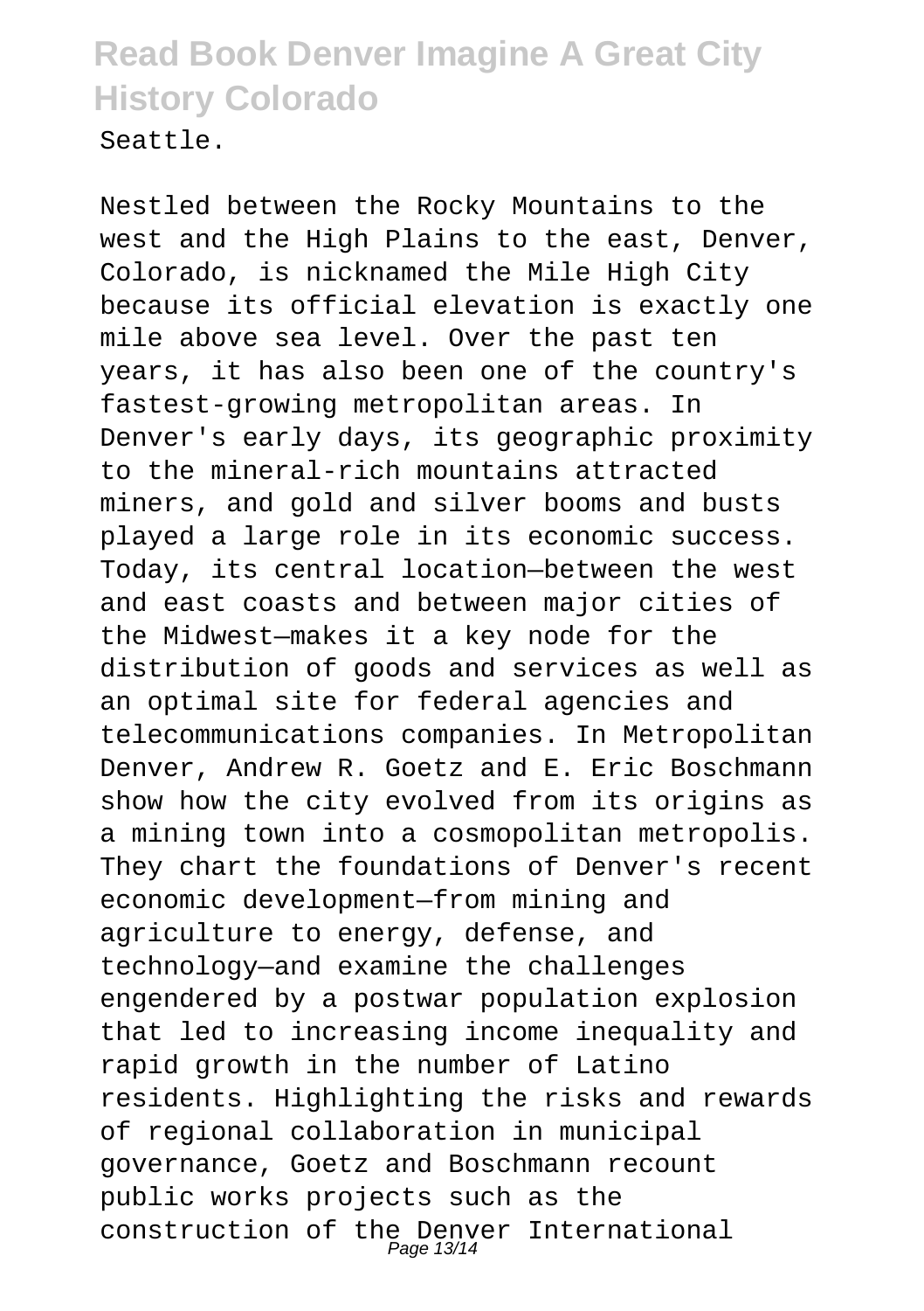Seattle.

Nestled between the Rocky Mountains to the west and the High Plains to the east, Denver, Colorado, is nicknamed the Mile High City because its official elevation is exactly one mile above sea level. Over the past ten years, it has also been one of the country's fastest-growing metropolitan areas. In Denver's early days, its geographic proximity to the mineral-rich mountains attracted miners, and gold and silver booms and busts played a large role in its economic success. Today, its central location—between the west and east coasts and between major cities of the Midwest—makes it a key node for the distribution of goods and services as well as an optimal site for federal agencies and telecommunications companies. In Metropolitan Denver, Andrew R. Goetz and E. Eric Boschmann show how the city evolved from its origins as a mining town into a cosmopolitan metropolis. They chart the foundations of Denver's recent economic development—from mining and agriculture to energy, defense, and technology—and examine the challenges engendered by a postwar population explosion that led to increasing income inequality and rapid growth in the number of Latino residents. Highlighting the risks and rewards of regional collaboration in municipal governance, Goetz and Boschmann recount public works projects such as the construction of the Denver International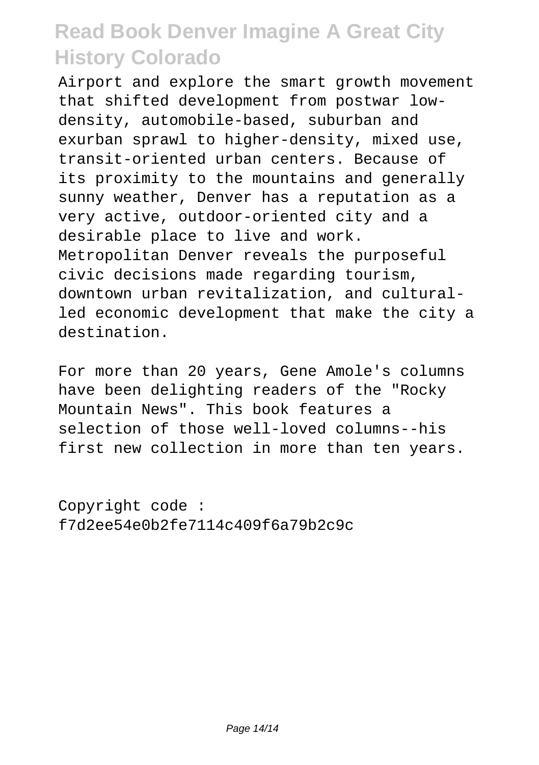Airport and explore the smart growth movement that shifted development from postwar low-density, automobile-based, suburban and exurban sprawl to higher-density, mixed use, transit-oriented urban centers. Because of its proximity to the mountains and generally sunny weather, Denver has a reputation as a very active, outdoor-oriented city and a desirable place to live and work. Metropolitan Denver reveals the purposeful civic decisions made regarding tourism, downtown urban revitalization, and cultural-led economic development that make the city a destination.

For more than 20 years, Gene Amole's columns have been delighting readers of the "Rocky Mountain News". This book features a selection of those well-loved columns--his first new collection in more than ten years.

Copyright code : f7d2ee54e0b2fe7114c409f6a79b2c9c